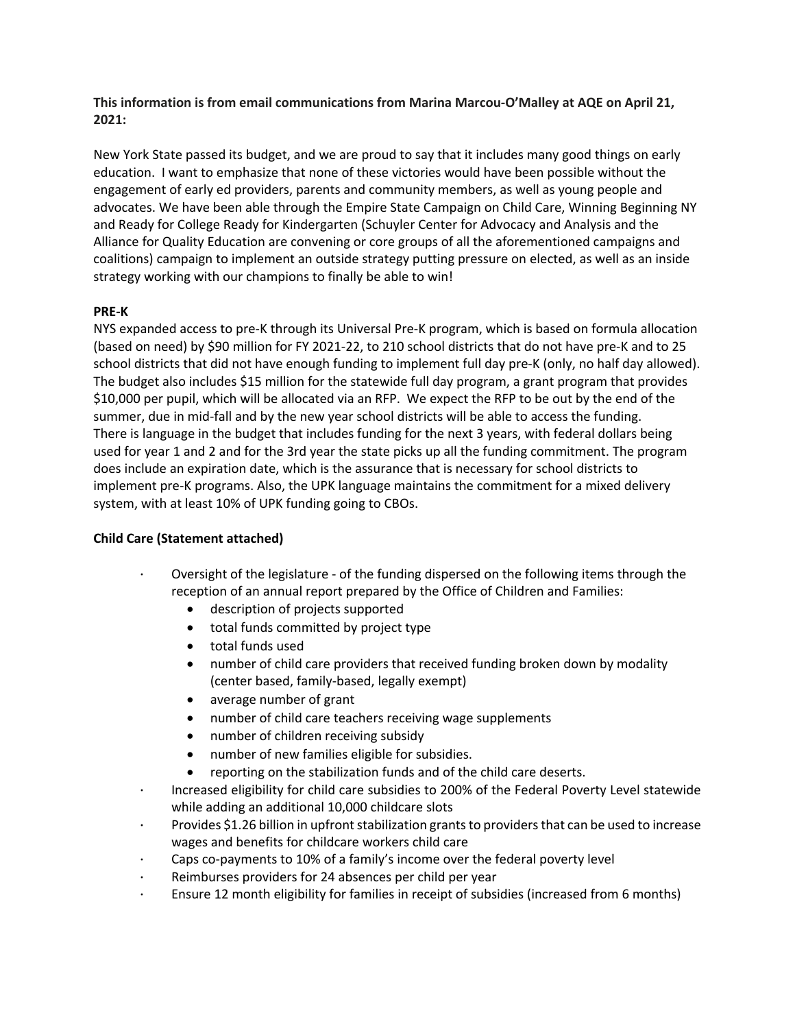**This information is from email communications from Marina Marcou-O'Malley at AQE on April 21, 2021:**

New York State passed its budget, and we are proud to say that it includes many good things on early education. I want to emphasize that none of these victories would have been possible without the engagement of early ed providers, parents and community members, as well as young people and advocates. We have been able through the Empire State Campaign on Child Care, Winning Beginning NY and Ready for College Ready for Kindergarten (Schuyler Center for Advocacy and Analysis and the Alliance for Quality Education are convening or core groups of all the aforementioned campaigns and coalitions) campaign to implement an outside strategy putting pressure on elected, as well as an inside strategy working with our champions to finally be able to win!

**PRE-K**

NYS expanded access to pre-K through its Universal Pre-K program, which is based on formula allocation (based on need) by $90 million for FY 2021-22, to 210 school districts that do not have pre-K and to 25 school districts that did not have enough funding to implement full day pre-K (only, no half day allowed). The budget also includes $15 million for the statewide full day program, a grant program that provides $10,000 per pupil, which will be allocated via an RFP. We expect the RFP to be out by the end of the summer, due in mid-fall and by the new year school districts will be able to access the funding. There is language in the budget that includes funding for the next 3 years, with federal dollars being used for year 1 and 2 and for the 3rd year the state picks up all the funding commitment. The program does include an expiration date, which is the assurance that is necessary for school districts to implement pre-K programs. Also, the UPK language maintains the commitment for a mixed delivery system, with at least 10% of UPK funding going to CBOs.

**Child Care (Statement attached)**

- Oversight of the legislature - of the funding dispersed on the following items through the reception of an annual report prepared by the Office of Children and Families:
  - description of projects supported
  - total funds committed by project type
  - total funds used
  - number of child care providers that received funding broken down by modality (center based, family-based, legally exempt)
  - average number of grant
  - number of child care teachers receiving wage supplements
  - number of children receiving subsidy
  - number of new families eligible for subsidies.
  - reporting on the stabilization funds and of the child care deserts.
- Increased eligibility for child care subsidies to 200% of the Federal Poverty Level statewide while adding an additional 10,000 childcare slots
- Provides $1.26 billion in upfront stabilization grants to providers that can be used to increase wages and benefits for childcare workers child care
- Caps co-payments to 10% of a family's income over the federal poverty level
- Reimburses providers for 24 absences per child per year
- Ensure 12 month eligibility for families in receipt of subsidies (increased from 6 months)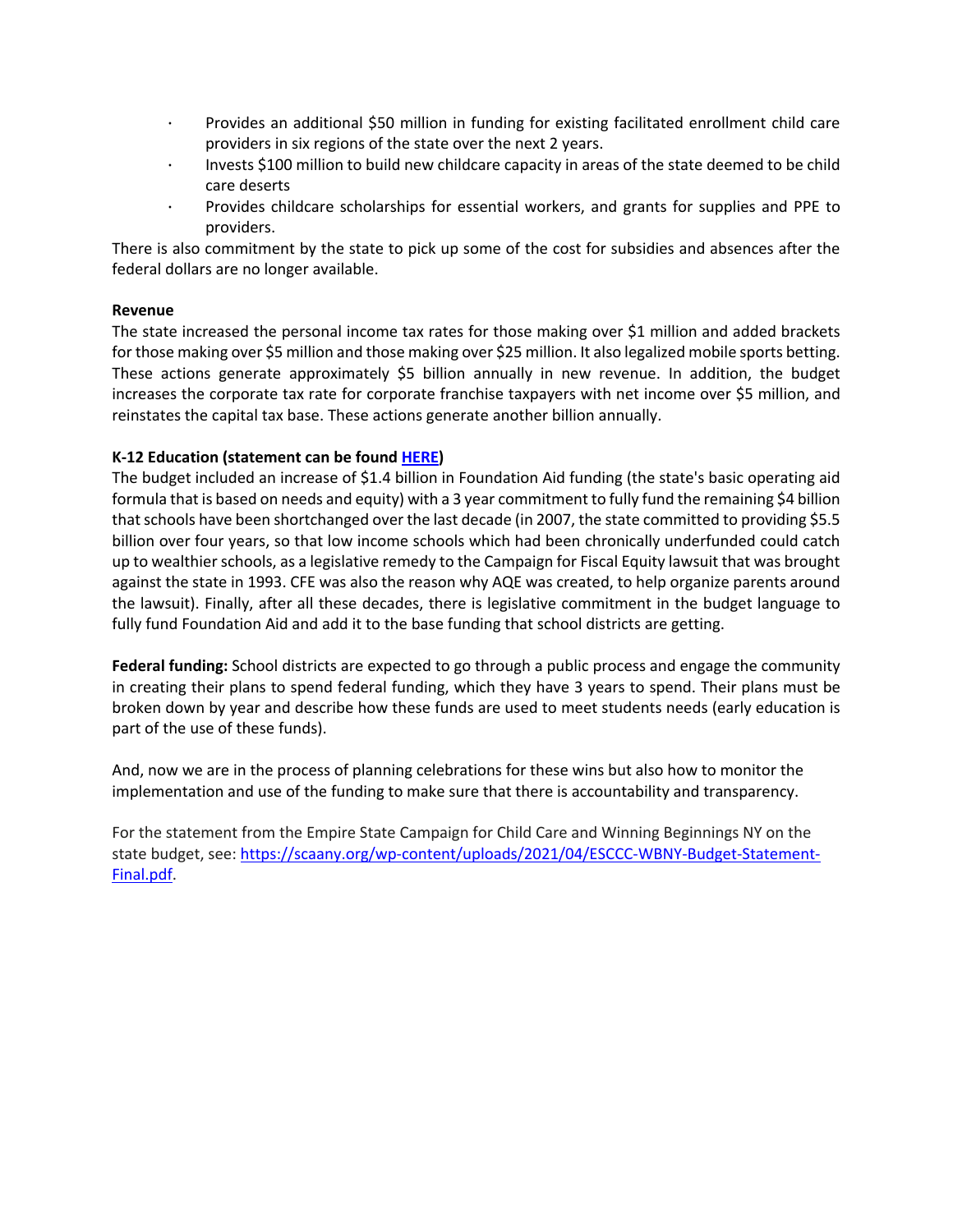- Provides an additional $50 million in funding for existing facilitated enrollment child care providers in six regions of the state over the next 2 years.
- Invests $100 million to build new childcare capacity in areas of the state deemed to be child care deserts
- Provides childcare scholarships for essential workers, and grants for supplies and PPE to providers.

There is also commitment by the state to pick up some of the cost for subsidies and absences after the federal dollars are no longer available.

**Revenue**

The state increased the personal income tax rates for those making over $1 million and added brackets for those making over $5 million and those making over $25 million. It also legalized mobile sports betting. These actions generate approximately $5 billion annually in new revenue. In addition, the budget increases the corporate tax rate for corporate franchise taxpayers with net income over $5 million, and reinstates the capital tax base. These actions generate another billion annually.

**K-12 Education (statement can be found [HERE](HERE))**

The budget included an increase of $1.4 billion in Foundation Aid funding (the state's basic operating aid formula that is based on needs and equity) with a 3 year commitment to fully fund the remaining $4 billion that schools have been shortchanged over the last decade (in 2007, the state committed to providing $5.5 billion over four years, so that low income schools which had been chronically underfunded could catch up to wealthier schools, as a legislative remedy to the Campaign for Fiscal Equity lawsuit that was brought against the state in 1993. CFE was also the reason why AQE was created, to help organize parents around the lawsuit). Finally, after all these decades, there is legislative commitment in the budget language to fully fund Foundation Aid and add it to the base funding that school districts are getting.

**Federal funding:** School districts are expected to go through a public process and engage the community in creating their plans to spend federal funding, which they have 3 years to spend. Their plans must be broken down by year and describe how these funds are used to meet students needs (early education is part of the use of these funds).

And, now we are in the process of planning celebrations for these wins but also how to monitor the implementation and use of the funding to make sure that there is accountability and transparency.

For the statement from the Empire State Campaign for Child Care and Winning Beginnings NY on the state budget, see: [https://scaany.org/wp-content/uploads/2021/04/ESCCC-WBNY-Budget-Statement-Final.pdf](https://scaany.org/wp-content/uploads/2021/04/ESCCC-WBNY-Budget-Statement-Final.pdf).